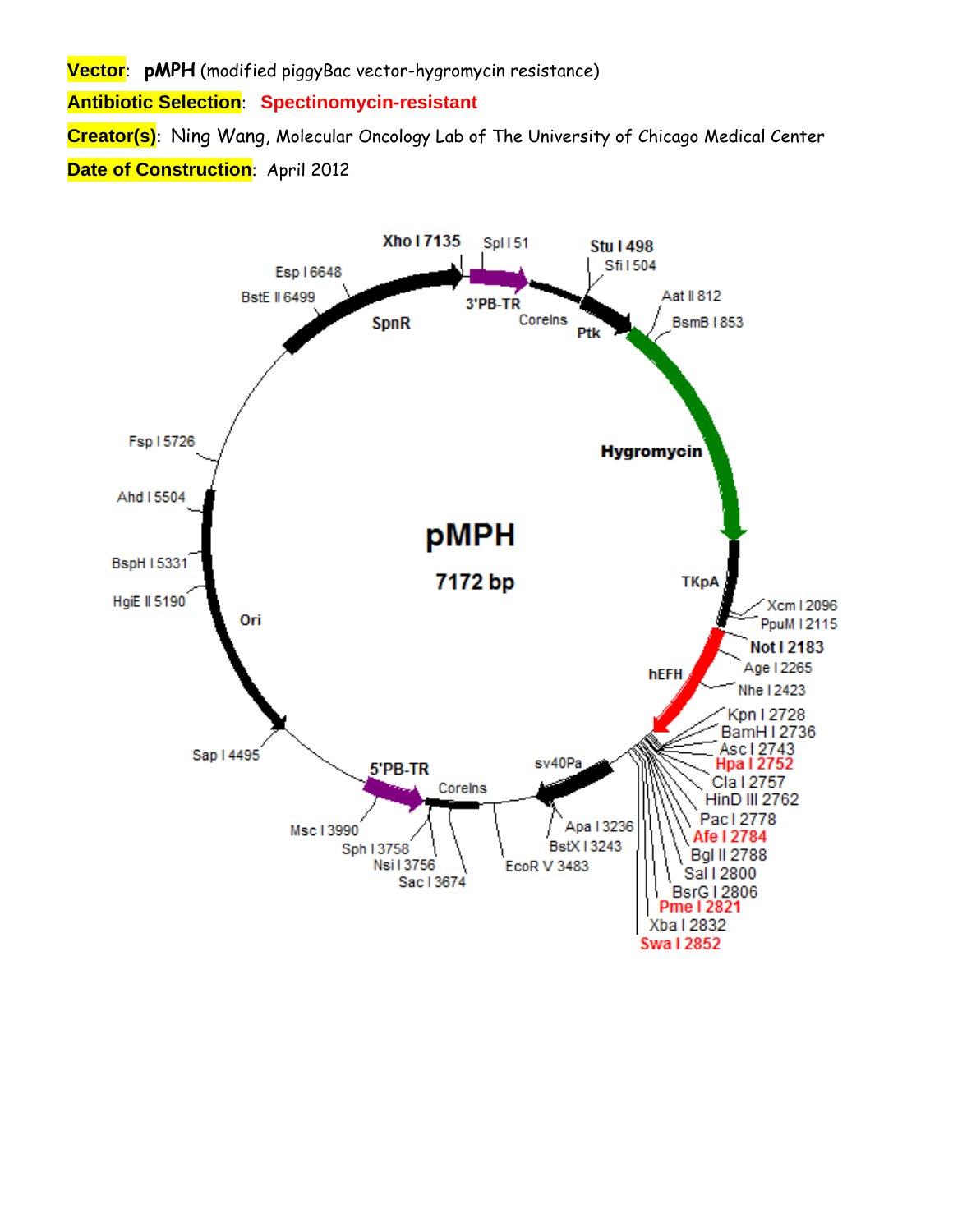**Vector**: **pMPH** (modified piggyBac vector-hygromycin resistance)

**Antibiotic Selection**: **Spectinomycin-resistant**

**Creator(s)**: Ning Wang, Molecular Oncology Lab of The University of Chicago Medical Center

**Date of Construction**: April 2012

pMPH

7172 bp

3'PB-TR
CoreIns
Ptk
Hygromycin
TKpA
hEFH
sv40Pa
CoreIns
5'PB-TR
Ori
SpnR

Xho I 7135
Spl I 51
Stu I 498
Sfi I 504
Aat II 812
BsmB I 853
Xcm I 2096
PpuM I 2115
Not I 2183
Age I 2265
Nhe I 2423
Kpn I 2728
BamH I 2736
Asc I 2743
Hpa I 2752
Cla I 2757
HinD III 2762
Pac I 2778
Afe I 2784
Bgl II 2788
Sal I 2800
BsrG I 2806
Pme I 2821
Xba I 2832
Swa I 2852
Apa I 3236
BstX I 3243
EcoR V 3483
Sac I 3674
Nsi I 3756
Sph I 3758
Msc I 3990
Sap I 4495
HgiE II 5190
BspH I 5331
Ahd I 5504
Fsp I 5726
BstE II 6499
Esp I 6648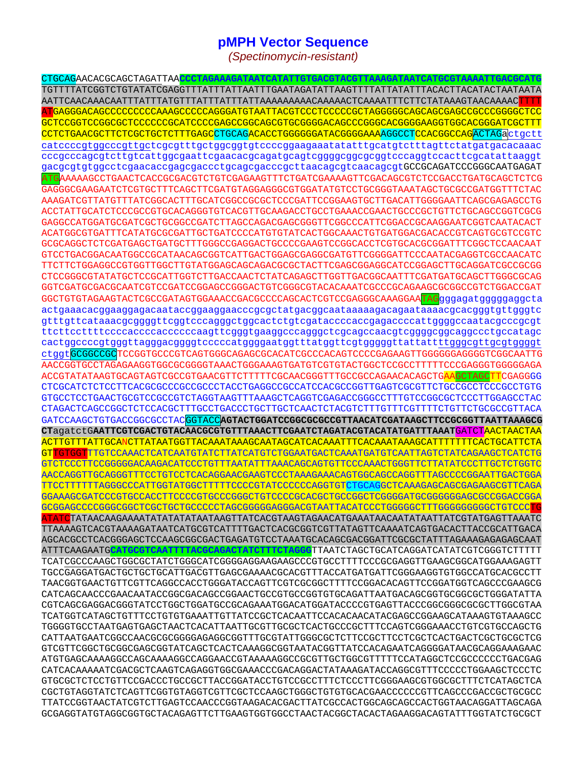# pMPH Vector Sequence

*(Spectinomycin-resistant)*

```
CTGCAGAACACGCAGCTAGATTAACCCTAGAAAGATAATCATATTGTGACGTACGTTAAAGATAATCATGCGTAAAATTGACGCATG
TGTTTTATCGGTCTGTATATCGAGGTTTATTTATTAATTTGAATAGATATTAAGTTTTATTATATTTACACTTACATACTAATAATA
AATTCAACAAACAATTTATTTATGTTTATTTATTTATTAAAAAAAAACAAAAACTCAAAATTTCTTCTATAAAGTAACAAAACTTTT
ATGAGGGACAGCCCCCCCCCAAAGCCCCCAGGGATGTAATTACGTCCCTCCCCCGCTAGGGGGCAGCAGCGAGCCGCCCGGGGCTCC
GCTCCGGTCCGGCGCTCCCCCCGCATCCCCGAGCCGGCAGCGTGCGGGGACAGCCCGGGCACGGGGAAGGTGGCACGGGATCGCTTT
CCTCTGAACGCTTCTCGCTGCTCTTTGAGCCTGCAGACACCTGGGGGGATACGGGGAAAAGGCCTCCACGGCCAGACTAGActgctt
catccccgtggcccgttgctcgcgtttgctggcggtgtccccggaagaaatatatttgcatgtctttagttctatgatgacacaaac
cccgcccagcgtcttgtcattggcgaattcgaacacgcagatgcagtcggggcggcgcggtcccaggtccacttcgcatattaaggt
gacgcgtgtggcctcgaacaccgagcgaccctgcagcgacccgcttaacagcgtcaacagcgtGCCGCAGATCCCGGGCAATGAGAT
ATGAAAAAGCCTGAACTCACCGCGACGTCTGTCGAGAAGTTTCTGATCGAAAAGTTCGACAGCGTCTCCGACCTGATGCAGCTCTCG
GAGGGCGAAGAATCTCGTGCTTTCAGCTTCGATGTAGGAGGGCGTGGATATGTCCTGCGGGTAAATAGCTGCGCCGATGGTTTCTAC
AAAGATCGTTATGTTTATCGGCACTTTGCATCGGCCGCGCTCCCGATTCCGGAAGTGCTTGACATTGGGGAATTCAGCGAGAGCCTG
ACCTATTGCATCTCCCGCCGTGCACAGGGTGTCACGTTGCAAGACCTGCCTGAAACCGAACTGCCCGCTGTTCTGCAGCCGGTCGCG
GAGGCCATGGATGCGATCGCTGCGGCCGATCTTAGCCAGACGAGCGGGTTCGGCCCATTCGGACCGCAAGGAATCGGTCAATACACT
ACATGGCGTGATTTCATATGCGCGATTGCTGATCCCCATGTGTATCACTGGCAAACTGTGATGGACGACACCGTCAGTGCGTCCGTC
GCGCAGGCTCTCGATGAGCTGATGCTTTGGGCCGAGGACTGCCCCGAAGTCCGGCACCTCGTGCACGCGGATTTCGGCTCCAACAAT
GTCCTGACGGACAATGGCCGCATAACAGCGGTCATTGACTGGAGCGAGGCGATGTTCGGGGATTCCCAATACGAGGTCGCCAACATC
TTCTTCTGGAGGCCGTGGTTGGCTTGTATGGAGCAGCAGACGCGCTACTTCGAGCGGAGGCATCCGGAGCTTGCAGGATCGCCGCGG
CTCCGGGCGTATATGCTCCGCATTGGTCTTGACCAACTCTATCAGAGCTTGGTTGACGGCAATTTCGATGATGCAGCTTGGGCGCAG
GGTCGATGCGACGCAATCGTCCGATCCGGAGCCGGGACTGTCGGGCGTACACAAATCGCCCGCAGAAGCGCGGCCGTCTGGACCGAT
GGCTGTGTAGAAGTACTCGCCGATAGTGGAAACCGACGCCCCAGCACTCGTCCGAGGGCAAAGGAATAGgggagatgggggaggcta
actgaaacacggaaggagacaataccggaaggaacccgcgctatgacggcaataaaaagacagaataaaacgcacgggtgttgggtc
gtttgttcataaacgcggggttcggtcccagggctggcactctgtcgataccccaccgagaccccattggggccaatacgcccgcgt
ttcttccttttccccaccccaccccccaagttcgggtgaaggcccagggctcgcagccaacgtcggggcggcaggccctgccatagc
cactggccccgtgggttagggacggggtcccccatggggaatggtttatggttcgtgggggttattattttgggcgttgcgtggggt
ctggtGCGGCCGCTCCGGTGCCCGTCAGTGGGCAGAGCGCACATCGCCCACAGTCCCCGAGAAGTTGGGGGGAGGGGTCGGCAATTG
AACCGGTGCCTAGAGAAGGTGGCGCGGGGTAAACTGGGAAAGTGATGTCGTGTACTGGCTCCGCCTTTTTCCCGAGGGTGGGGGAGA
ACCGTATATAAGTGCAGTAGTCGCCGTGAACGTTCTTTTTCGCAACGGGTTTGCCGCCAGAACACAGCTGAAGCTAGCTTCGAGGGG
CTCGCATCTCTCCTTCACGCGCCCGCCGCCCTACCTGAGGCCGCCATCCACGCCGGTTGAGTCGCGTTCTGCCGCCTCCCGCCTGTG
GTGCCTCCTGAACTGCGTCCGCCGTCTAGGTAAGTTTAAAGCTCAGGTCGAGACCGGGCCTTTGTCCGGCGCTCCCTTGGAGCCTAC
CTAGACTCAGCCGGCTCTCCACGCTTTGCCTGACCCTGCTTGCTCAACTCTACGTCTTTGTTTCGTTTTCTGTTCTGCGCCGTTACA
GATCCAAGCTGTGACCGGCGCCTACGGTACCAGTACTGGATCCGGCGCGCCGTTAACATCGATAAGCTTCCGCGGTTAATTAAAGCG
CTagatctGAATTCGTCGACTGTACAACGCGTGTTTAAACTTCGAATCTAGATACGTACATATGATTTAAATGATCTAACTAACTAA
ACTTGTTTATTGCANCTTATAATGGTTACAAATAAAGCAATAGCATCACAAATTTCACAAATAAAGCATTTTTTTCACTGCATTCTA
GTTGTGGTTTGTCCAAACTCATCAATGTATCTTATCATGTCTGGAATGACTCAAATGATGTCAATTAGTCTATCAGAAGCTCATCTG
GTCTCCCTTCGGGGGACAAGACATCCCTGTTTAATATTTAAACAGCAGTGTTCCCAAACTGGGTTCTTATATCCCTTGCTCTGGTC
AACCAGGTTGCAGGGTTTCCTGTCCTCACAGGAACGAAGTCCCTAAAGAAACAGTGGCAGCCAGGTTTAGCCCCGGAATTGACTGGA
TTCCTTTTTTAGGGCCCATTGGTATGGCTTTTTCCCCGTATCCCCCCAGGTGTCTGCAGGCTCAAAGAGCAGCGAGAAGCGTTCAGA
GGAAAGCGATCCCGTGCCACCTTCCCCGTGCCCGGGCTGTCCCCGCACGCTGCCGGCTCGGGGATGCGGGGGAGCGCCGGACCGGA
GCGGAGCCCCGGGCGGCTCGCTGCTGCCCCCTAGCGGGGGAGGGACGTAATTACATCCCTGGGGGCTTTGGGGGGGGGCTGTCCCTG
ATATCTATAACAAGAAAATATATATATAATAAGTTATCACGTAAGTAGAACATGAAATAACAATATAATTATCGTATGAGTTAAATC
TTAAAAGTCACGTAAAAGATAATCATGCGTCATTTTGACTCACGCGGTCGTTATAGTTCAAAATCAGTGACACTTACCGCATTGACA
AGCACGCCTCACGGGAGCTCCAAGCGGCGACTGAGATGTCCTAAATGCACAGCGACGGATTCGCGCTATTTAGAAAGAGAGAGCAAT
ATTTCAAGAATGCATGCGTCAATTTTACGCAGACTATCTTTCTAGGGTTAATCTAGCTGCATCAGGATCATATCGTCGGGTCTTTTT
TCATCGCCCAAGCTGGCGCTATCTGGGCATCGGGGAGGAAGAAGCCCGTGCCTTTTCCCGCGAGGTTGAAGCGGCATGGAAAGAGTT
TGCCGAGGATGACTGCTGCTGCATTGACGTTGAGCGAAAACGCACGTTTACCATGATGATTCGGGAAGGTGTGGCCATGCACGCCTT
TAACGGTGAACTGTTCGTTCAGGCCACCTGGGATACCAGTTCGTCGCGGCTTTTCCGGACACAGTTCCGGATGGTCAGCCCGAAGCG
CATCAGCAACCCGAACAATACCGGCGACAGCCGGAACTGCCGTGCCGGTGTGCAGATTAATGACAGCGGTGCGGCGCTGGGATATTA
CGTCAGCGAGGACGGGTATCCTGGCTGGATGCCGCAGAAATGGACATGGATACCCCGTGAGTTACCCGGCGGGCGCGCTTGGCGTAA
TCATGGTCATAGCTGTTTCCTGTGTGAAATTGTTATCCGCTCACAATTCCACACAACATACGAGCCGGAAGCATAAAGTGTAAAGCC
TGGGGTGCCTAATGAGTGAGCTAACTCACATTAATTGCGTTGCGCTCACTGCCCGCTTTCCAGTCGGGAAACCTGTCGTGCCAGCTG
CATTAATGAATCGGCCAACGCGCGGGGAGAGGCGGTTTGCGTATTGGGCGCTCTTCCGCTTCCTCGCTCACTGACTCGCTGCGCTCG
GTCGTTCGGCTGCGGCGAGCGGTATCAGCTCACTCAAAGGCGGTAATACGGTTATCCACAGAATCAGGGGATAACGCAGGAAAGAAC
ATGTGAGCAAAAGGCCAGCAAAAGGCCAGGAACCGTAAAAAGGCCGCGTTGCTGGCGTTTTTCCATAGGCTCCGCCCCCCTGACGAG
CATCACAAAAATCGACGCTCAAGTCAGAGGTGGCGAAACCCGACAGGACTATAAAGATACCAGGCGTTTCCCCCTGGAAGCTCCCTC
GTGCGCTCTCCTGTTCCGACCCTGCCGCTTACCGGATACCTGTCCGCCTTTCTCCCTTCGGGAAGCGTGGCGCTTTCTCATAGCTCA
CGCTGTAGGTATCTCAGTTCGGTGTAGGTCGTTCGCTCCAAGCTGGGCTGTGTGCACGAACCCCCCGTTCAGCCCGACCGCTGCGCC
TTATCCGGTAACTATCGTCTTGAGTCCAACCCGGTAAGACACGACTTATCGCCACTGGCAGCAGCCACTGGTAACAGGATTAGCAGA
GCGAGGTATGTAGGCGGTGCTACAGAGTTCTTGAAGTGGTGGCCTAACTACGGCTACACTAGAAGGACAGTATTTGGTATCTGCGCT
```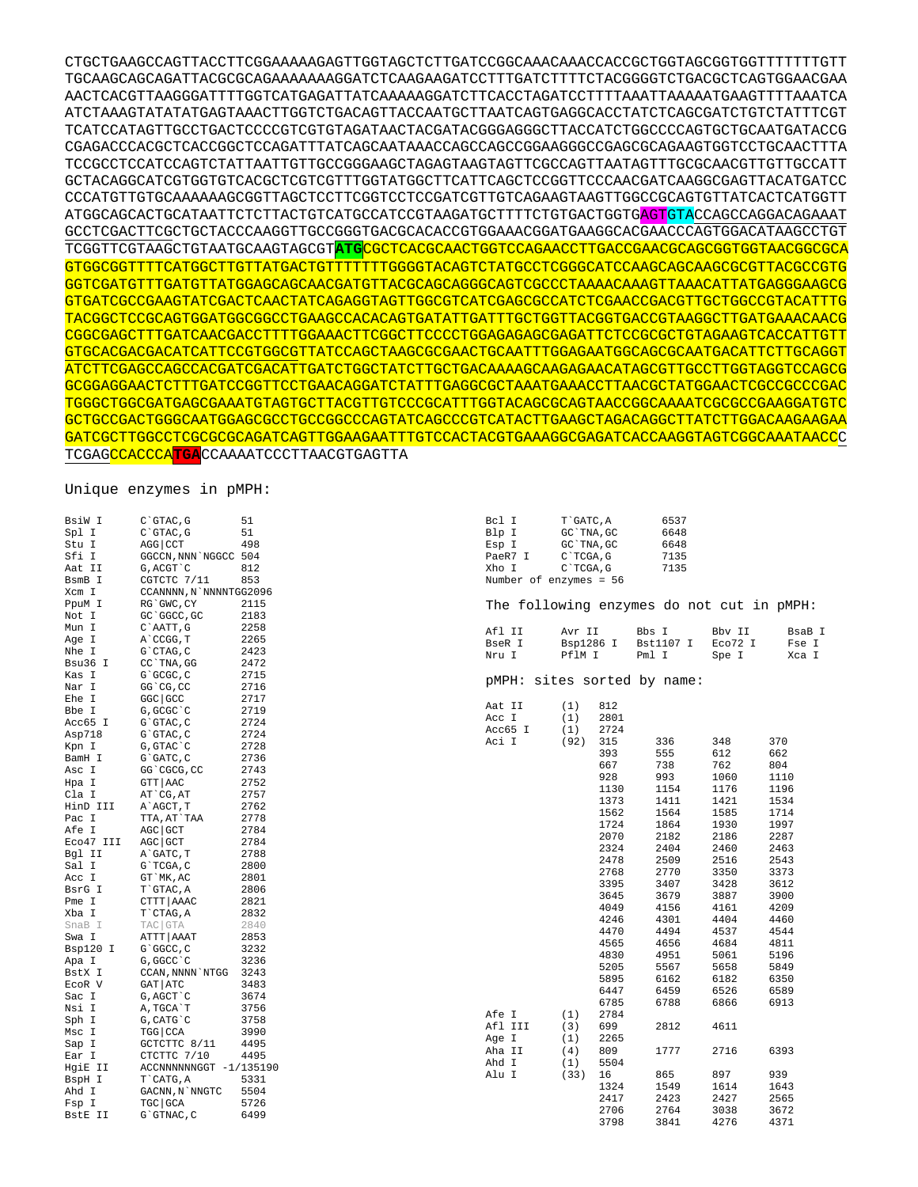```
CTGCTGAAGCCAGTTACCTTCGGAAAAAGAGTTGGTAGCTCTTGATCCGGCAAACAAACCACCGCTGGTAGCGGTGGTTTTTTTGTT
TGCAAGCAGCAGATTACGCGCAGAAAAAAAGGATCTCAAGAAGATCCTTTGATCTTTTCTACGGGGTCTGACGCTCAGTGGAACGAA
AACTCACGTTAAGGGATTTTGGTCATGAGATTATCAAAAAGGATCTTCACCTAGATCCTTTTAAATTAAAAATGAAGTTTTAAATCA
ATCTAAAGTATATATGAGTAAACTTGGTCTGACAGTTACCAATGCTTAATCAGTGAGGCACCTATCTCAGCGATCTGTCTATTTCGT
TCATCCATAGTTGCCTGACTCCCCGTCGTGTAGATAACTACGATACGGGAGGGCTTACCATCTGGCCCCAGTGCTGCAATGATACCG
CGAGACCCACGCTCACCGGCTCCAGATTTATCAGCAATAAACCAGCCAGCCGGAAGGGCCGAGCGCAGAAGTGGTCCTGCAACTTTA
TCCGCCTCCATCCAGTCTATTAATTGTTGCCGGGAAGCTAGAGTAAGTAGTTCGCCAGTTAATAGTTTGCGCAACGTTGTTGCCATT
GCTACAGGCATCGTGGTGTCACGCTCGTCGTTTGGTATGGCTTCATTCAGCTCCGGTTCCCAACGATCAAGGCGAGTTACATGATCC
CCCATGTTGTGCAAAAAAGCGGTTAGCTCCTTCGGTCCTCCGATCGTTGTCAGAAGTAAGTTGGCCGCAGTGTTATCACTCATGGTT
ATGGCAGCACTGCATAATTCTCTTACTGTCATGCCATCCGTAAGATGCTTTTCTGTGACTGGTGAGTGTACCAGCCAGGACAGAAAT
GCCTCGACTTCGCTGCTACCCAAGGTTGCCGGGTGACGCACACCGTGGAAACGGATGAAGGCACGAACCCAGTGGACATAAGCCTGT
TCGGTTCGTAAGCTGTAATGCAAGTAGCGTATGCGCTCACGCAACTGGTCCAGAACCTTGACCGAACGCAGCGGTGGTAACGGCGCA
GTGGCGGTTTTCATGGCTTGTTATGACTGTTTTTTTGGGGTACAGTCTATGCCTCGGGCATCCAAGCAGCAAGCGCGTTACGCCGTG
GGTCGATGTTTGATGTTATGGAGCAGCAACGATGTTACGCAGCAGGGCAGTCGCCCTAAAACAAAGTTAAACATTATGAGGGAAGCG
GTGATCGCCGAAGTATCGACTCAACTATCAGAGGTAGTTGGCGTCATCGAGCGCCATCTCGAACCGACGTTGCTGGCCGTACATTTG
TACGGCTCCGCAGTGGATGGCGGCCTGAAGCCACACAGTGATATTGATTTGCTGGTTACGGTGACCGTAAGGCTTGATGAAACAACG
CGGCGAGCTTTGATCAACGACCTTTTGGAAACTTCGGCTTCCCCTGGAGAGAGCGAGATTCTCCGCGCTGTAGAAGTCACCATTGTT
GTGCACGACGACATCATTCCGTGGCGTTATCCAGCTAAGCGCGAACTGCAATTTGGAGAATGGCAGCGCAATGACATTCTTGCAGGT
ATCTTCGAGCCAGCCACGATCGACATTGATCTGGCTATCTTGCTGACAAAAGCAAGAGAACATAGCGTTGCCTTGGTAGGTCCAGCG
GCGGAGGAACTCTTTGATCCGGTTCCTGAACAGGATCTATTTGAGGCGCTAAATGAAACCTTAACGCTATGGAACTCGCCGCCCGAC
TGGGCTGGCGATGAGCGAAATGTAGTGCTTACGTTGTCCCGCATTTGGTACAGCGCAGTAACCGGCAAAATCGCGCCGAAGGATGTC
GCTGCCGACTGGGCAATGGAGCGCCTGCCGGCCCAGTATCAGCCCGTCATACTTGAAGCTAGACAGGCTTATCTTGGACAAGAAGAA
GATCGCTTGGCCTCGCGCGCAGATCAGTTGGAAGAATTTGTCCACTACGTGAAAGGCGAGATCACCAAGGTAGTCGGCAAATAACCC
TCGAGCCACCCATGACCAAAATCCCTTAACGTGAGTTA
```

Unique enzymes in pMPH:

| Enzyme | Site | Position |
|---|---|---|
| BsiW I | C`GTAC,G | 51 |
| Spl I | C`GTAC,G | 51 |
| Stu I | AGG\|CCT | 498 |
| Sfi I | GGCCN,NNN`NGGCC | 504 |
| Aat II | G,ACGT`C | 812 |
| BsmB I | CGTCTC 7/11 | 853 |
| Xcm I | CCANNNN,N`NNNNTGG | 2096 |
| PpuM I | RG`GWC,CY | 2115 |
| Not I | GC`GGCC,GC | 2183 |
| Mun I | C`AATT,G | 2258 |
| Age I | A`CCGG,T | 2265 |
| Nhe I | G`CTAG,C | 2423 |
| Bsu36 I | CC`TNA,GG | 2472 |
| Kas I | G`GCGC,C | 2715 |
| Nar I | GG`CG,CC | 2716 |
| Ehe I | GGC\|GCC | 2717 |
| Bbe I | G,GCGC`C | 2719 |
| Acc65 I | G`GTAC,C | 2724 |
| Asp718 | G`GTAC,C | 2724 |
| Kpn I | G,GTAC`C | 2728 |
| BamH I | G`GATC,C | 2736 |
| Asc I | GG`CGCG,CC | 2743 |
| Hpa I | GTT\|AAC | 2752 |
| Cla I | AT`CG,AT | 2757 |
| HinD III | A`AGCT,T | 2762 |
| Pac I | TTA,AT`TAA | 2778 |
| Afe I | AGC\|GCT | 2784 |
| Eco47 III | AGC\|GCT | 2784 |
| Bgl II | A`GATC,T | 2788 |
| Sal I | G`TCGA,C | 2800 |
| Acc I | GT`MK,AC | 2801 |
| BsrG I | T`GTAC,A | 2806 |
| Pme I | CTTT\|AAAC | 2821 |
| Xba I | T`CTAG,A | 2832 |
| SnaB I | TAC\|GTA | 2840 |
| Swa I | ATTT\|AAAT | 2853 |
| Bsp120 I | G`GGCC,C | 3232 |
| Apa I | G,GGCC`C | 3236 |
| BstX I | CCAN,NNNN`NTGG | 3243 |
| EcoR V | GAT\|ATC | 3483 |
| Sac I | G,AGCT`C | 3674 |
| Nsi I | A,TGCA`T | 3756 |
| Sph I | G,CATG`C | 3758 |
| Msc I | TGG\|CCA | 3990 |
| Sap I | GCTCTTC 8/11 | 4495 |
| Ear I | CTCTTC 7/10 | 4495 |
| HgiE II | ACCNNNNNNGGT -1/13 | 5190 |
| BspH I | T`CATG,A | 5331 |
| Ahd I | GACNN,N`NNGTC | 5504 |
| Fsp I | TGC\|GCA | 5726 |
| BstE II | G`GTNAC,C | 6499 |
| Bcl I | T`GATC,A | 6537 |
| Blp I | GC`TNA,GC | 6648 |
| Esp I | GC`TNA,GC | 6648 |
| PaeR7 I | C`TCGA,G | 7135 |
| Xho I | C`TCGA,G | 7135 |

Number of enzymes = 56

The following enzymes do not cut in pMPH:

| | | | | |
|---|---|---|---|---|
| Afl II | Avr II | Bbs I | Bbv II | BsaB I |
| BseR I | Bsp1286 I | Bst1107 I | Eco72 I | Fse I |
| Nru I | PflM I | Pml I | Spe I | Xca I |

pMPH: sites sorted by name:

| Enzyme | (n) | Sites | | | |
|---|---|---|---|---|---|
| Aat II | (1) | 812 | | | |
| Acc I | (1) | 2801 | | | |
| Acc65 I | (1) | 2724 | | | |
| Aci I | (92) | 315 | 336 | 348 | 370 |
| | | 393 | 555 | 612 | 662 |
| | | 667 | 738 | 762 | 804 |
| | | 928 | 993 | 1060 | 1110 |
| | | 1130 | 1154 | 1176 | 1196 |
| | | 1373 | 1411 | 1421 | 1534 |
| | | 1562 | 1564 | 1585 | 1714 |
| | | 1724 | 1864 | 1930 | 1997 |
| | | 2070 | 2182 | 2186 | 2287 |
| | | 2324 | 2404 | 2460 | 2463 |
| | | 2478 | 2509 | 2516 | 2543 |
| | | 2768 | 2770 | 3350 | 3373 |
| | | 3395 | 3407 | 3428 | 3612 |
| | | 3645 | 3679 | 3887 | 3900 |
| | | 4049 | 4156 | 4161 | 4209 |
| | | 4246 | 4301 | 4404 | 4460 |
| | | 4470 | 4494 | 4537 | 4544 |
| | | 4565 | 4656 | 4684 | 4811 |
| | | 4830 | 4951 | 5061 | 5196 |
| | | 5205 | 5567 | 5658 | 5849 |
| | | 5895 | 6162 | 6182 | 6350 |
| | | 6447 | 6459 | 6526 | 6589 |
| | | 6785 | 6788 | 6866 | 6913 |
| Afe I | (1) | 2784 | | | |
| Afl III | (3) | 699 | 2812 | 4611 | |
| Age I | (1) | 2265 | | | |
| Aha II | (4) | 809 | 1777 | 2716 | 6393 |
| Ahd I | (1) | 5504 | | | |
| Alu I | (33) | 16 | 865 | 897 | 939 |
| | | 1324 | 1549 | 1614 | 1643 |
| | | 2417 | 2423 | 2427 | 2565 |
| | | 2706 | 2764 | 3038 | 3672 |
| | | 3798 | 3841 | 4276 | 4371 |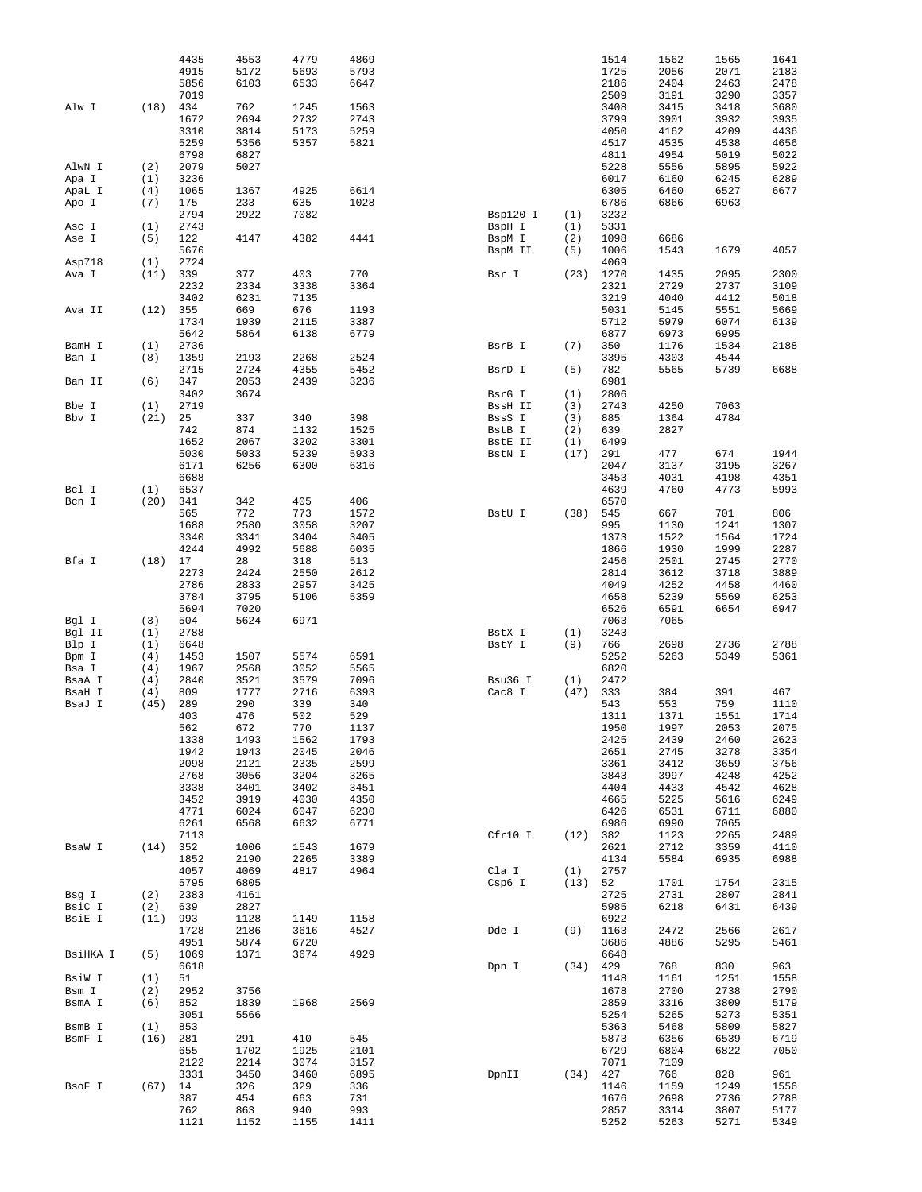```
                4435    4553    4779    4869
                4915    5172    5693    5793
                5856    6103    6533    6647
                7019
Alw I     (18)  434     762     1245    1563
                1672    2694    2732    2743
                3310    3814    5173    5259
                5259    5356    5357    5821
                6798    6827
AlwN I    (2)   2079    5027
Apa I     (1)   3236
ApaL I    (4)   1065    1367    4925    6614
Apo I     (7)   175     233     635     1028
                2794    2922    7082
Asc I     (1)   2743
Ase I     (5)   122     4147    4382    4441
                5676
Asp718    (1)   2724
Ava I     (11)  339     377     403     770
                2232    2334    3338    3364
                3402    6231    7135
Ava II    (12)  355     669     676     1193
                1734    1939    2115    3387
                5642    5864    6138    6779
BamH I    (1)   2736
Ban I     (8)   1359    2193    2268    2524
                2715    2724    4355    5452
Ban II    (6)   347     2053    2439    3236
                3402    3674
Bbe I     (1)   2719
Bbv I     (21)  25      337     340     398
                742     874     1132    1525
                1652    2067    3202    3301
                5030    5033    5239    5933
                6171    6256    6300    6316
                6688
Bcl I     (1)   6537
Bcn I     (20)  341     342     405     406
                565     772     773     1572
                1688    2580    3058    3207
                3340    3341    3404    3405
                4244    4992    5688    6035
Bfa I     (18)  17      28      318     513
                2273    2424    2550    2612
                2786    2833    2957    3425
                3784    3795    5106    5359
                5694    7020
Bgl I     (3)   504     5624    6971
Bgl II    (1)   2788
Blp I     (1)   6648
Bpm I     (4)   1453    1507    5574    6591
Bsa I     (4)   1967    2568    3052    5565
BsaA I    (4)   2840    3521    3579    7096
BsaH I    (4)   809     1777    2716    6393
BsaJ I    (45)  289     290     339     340
                403     476     502     529
                562     672     770     1137
                1338    1493    1562    1793
                1942    1943    2045    2046
                2098    2121    2335    2599
                2768    3056    3204    3265
                3338    3401    3402    3451
                3452    3919    4030    4350
                4771    6024    6047    6230
                6261    6568    6632    6771
                7113
BsaW I    (14)  352     1006    1543    1679
                1852    2190    2265    3389
                4057    4069    4817    4964
                5795    6805
Bsg I     (2)   2383    4161
BsiC I    (2)   639     2827
BsiE I    (11)  993     1128    1149    1158
                1728    2186    3616    4527
                4951    5874    6720
BsiHKA I  (5)   1069    1371    3674    4929
                6618
BsiW I    (1)   51
Bsm I     (2)   2952    3756
BsmA I    (6)   852     1839    1968    2569
                3051    5566
BsmB I    (1)   853
BsmF I    (16)  281     291     410     545
                655     1702    1925    2101
                2122    2214    3074    3157
                3331    3450    3460    6895
BsoF I    (67)  14      326     329     336
                387     454     663     731
                762     863     940     993
                1121    1152    1155    1411
                1514    1562    1565    1641
                1725    2056    2071    2183
                2186    2404    2463    2478
                2509    3191    3290    3357
                3408    3415    3418    3680
                3799    3901    3932    3935
                4050    4162    4209    4436
                4517    4535    4538    4656
                4811    4954    5019    5022
                5228    5556    5895    5922
                6017    6160    6245    6289
                6305    6460    6527    6677
                6786    6866    6963
Bsp120 I  (1)   3232
BspH I    (1)   5331
BspM I    (2)   1098    6686
BspM II   (5)   1006    1543    1679    4057
                4069
Bsr I     (23)  1270    1435    2095    2300
                2321    2729    2737    3109
                3219    4040    4412    5018
                5031    5145    5551    5669
                5712    5979    6074    6139
                6877    6973    6995
BsrB I    (7)   350     1176    1534    2188
                3395    4303    4544
BsrD I    (5)   782     5565    5739    6688
                6981
BsrG I    (1)   2806
BssH II   (3)   2743    4250    7063
BssS I    (3)   885     1364    4784
BstB I    (2)   639     2827
BstE II   (1)   6499
BstN I    (17)  291     477     674     1944
                2047    3137    3195    3267
                3453    4031    4198    4351
                4639    4760    4773    5993
                6570
BstU I    (38)  545     667     701     806
                995     1130    1241    1307
                1373    1522    1564    1724
                1866    1930    1999    2287
                2456    2501    2745    2770
                2814    3612    3718    3889
                4049    4252    4458    4460
                4658    5239    5569    6253
                6526    6591    6654    6947
                7063    7065
BstX I    (1)   3243
BstY I    (9)   766     2698    2736    2788
                5252    5263    5349    5361
                6820
Bsu36 I   (1)   2472
Cac8 I    (47)  333     384     391     467
                543     553     759     1110
                1311    1371    1551    1714
                1950    1997    2053    2075
                2425    2439    2460    2623
                2651    2745    3278    3354
                3361    3412    3659    3756
                3843    3997    4248    4252
                4404    4433    4542    4628
                4665    5225    5616    6249
                6426    6531    6711    6880
                6986    6990    7065
Cfr10 I   (12)  382     1123    2265    2489
                2621    2712    3359    4110
                4134    5584    6935    6988
Cla I     (1)   2757
Csp6 I    (13)  52      1701    1754    2315
                2725    2731    2807    2841
                5985    6218    6431    6439
                6922
Dde I     (9)   1163    2472    2566    2617
                3686    4886    5295    5461
                6648
Dpn I     (34)  429     768     830     963
                1148    1161    1251    1558
                1678    2700    2738    2790
                2859    3316    3809    5179
                5254    5265    5273    5351
                5363    5468    5809    5827
                5873    6356    6539    6719
                6729    6804    6822    7050
                7071    7109
DpnII     (34)  427     766     828     961
                1146    1159    1249    1556
                1676    2698    2736    2788
                2857    3314    3807    5177
                5252    5263    5271    5349
```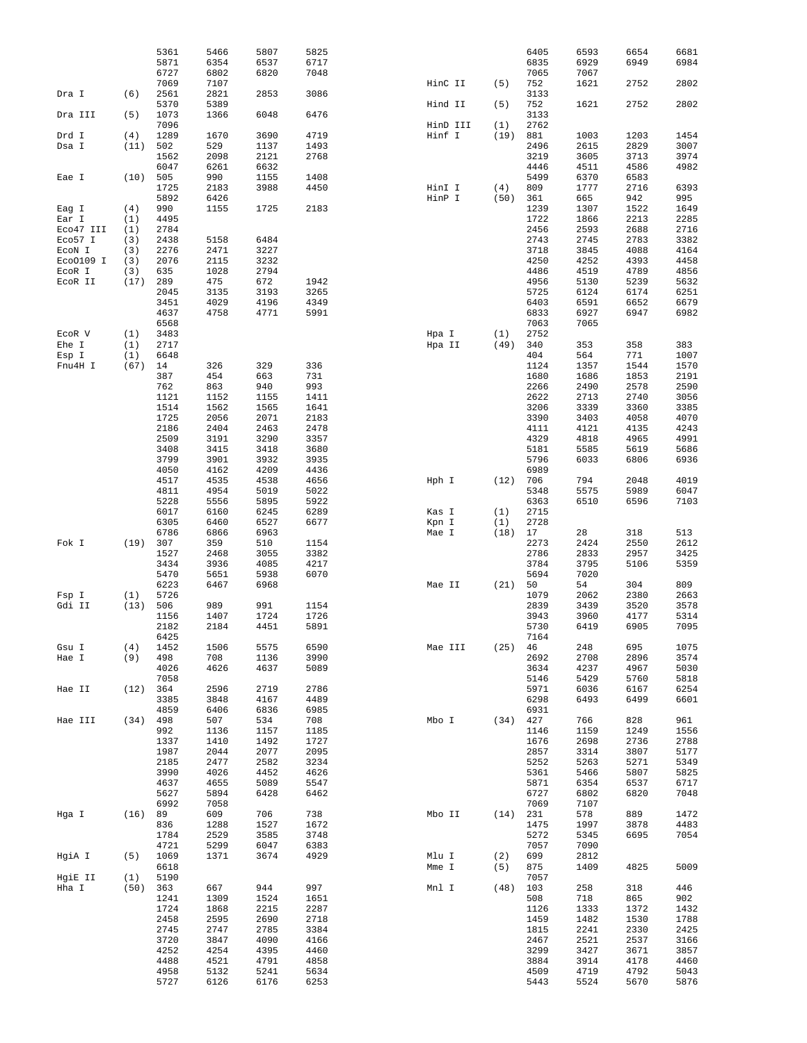| Enzyme | Count | Positions | | | |
|---|---|---|---|---|---|
| | | 5361 | 5466 | 5807 | 5825 |
| | | 5871 | 6354 | 6537 | 6717 |
| | | 6727 | 6802 | 6820 | 7048 |
| | | 7069 | 7107 | | |
| Dra I | (6) | 2561 | 2821 | 2853 | 3086 |
| | | 5370 | 5389 | | |
| Dra III | (5) | 1073 | 1366 | 6048 | 6476 |
| | | 7096 | | | |
| Drd I | (4) | 1289 | 1670 | 3690 | 4719 |
| Dsa I | (11) | 502 | 529 | 1137 | 1493 |
| | | 1562 | 2098 | 2121 | 2768 |
| | | 6047 | 6261 | 6632 | |
| Eae I | (10) | 505 | 990 | 1155 | 1408 |
| | | 1725 | 2183 | 3988 | 4450 |
| | | 5892 | 6426 | | |
| Eag I | (4) | 990 | 1155 | 1725 | 2183 |
| Ear I | (1) | 4495 | | | |
| Eco47 III | (1) | 2784 | | | |
| Eco57 I | (3) | 2438 | 5158 | 6484 | |
| EcoN I | (3) | 2276 | 2471 | 3227 | |
| EcoO109 I | (3) | 2076 | 2115 | 3232 | |
| EcoR I | (3) | 635 | 1028 | 2794 | |
| EcoR II | (17) | 289 | 475 | 672 | 1942 |
| | | 2045 | 3135 | 3193 | 3265 |
| | | 3451 | 4029 | 4196 | 4349 |
| | | 4637 | 4758 | 4771 | 5991 |
| | | 6568 | | | |
| EcoR V | (1) | 3483 | | | |
| Ehe I | (1) | 2717 | | | |
| Esp I | (1) | 6648 | | | |
| Fnu4H I | (67) | 14 | 326 | 329 | 336 |
| | | 387 | 454 | 663 | 731 |
| | | 762 | 863 | 940 | 993 |
| | | 1121 | 1152 | 1155 | 1411 |
| | | 1514 | 1562 | 1565 | 1641 |
| | | 1725 | 2056 | 2071 | 2183 |
| | | 2186 | 2404 | 2463 | 2478 |
| | | 2509 | 3191 | 3290 | 3357 |
| | | 3408 | 3415 | 3418 | 3680 |
| | | 3799 | 3901 | 3932 | 3935 |
| | | 4050 | 4162 | 4209 | 4436 |
| | | 4517 | 4535 | 4538 | 4656 |
| | | 4811 | 4954 | 5019 | 5022 |
| | | 5228 | 5556 | 5895 | 5922 |
| | | 6017 | 6160 | 6245 | 6289 |
| | | 6305 | 6460 | 6527 | 6677 |
| | | 6786 | 6866 | 6963 | |
| Fok I | (19) | 307 | 359 | 510 | 1154 |
| | | 1527 | 2468 | 3055 | 3382 |
| | | 3434 | 3936 | 4085 | 4217 |
| | | 5470 | 5651 | 5938 | 6070 |
| | | 6223 | 6467 | 6968 | |
| Fsp I | (1) | 5726 | | | |
| Gdi II | (13) | 506 | 989 | 991 | 1154 |
| | | 1156 | 1407 | 1724 | 1726 |
| | | 2182 | 2184 | 4451 | 5891 |
| | | 6425 | | | |
| Gsu I | (4) | 1452 | 1506 | 5575 | 6590 |
| Hae I | (9) | 498 | 708 | 1136 | 3990 |
| | | 4026 | 4626 | 4637 | 5089 |
| | | 7058 | | | |
| Hae II | (12) | 364 | 2596 | 2719 | 2786 |
| | | 3385 | 3848 | 4167 | 4489 |
| | | 4859 | 6406 | 6836 | 6985 |
| Hae III | (34) | 498 | 507 | 534 | 708 |
| | | 992 | 1136 | 1157 | 1185 |
| | | 1337 | 1410 | 1492 | 1727 |
| | | 1987 | 2044 | 2077 | 2095 |
| | | 2185 | 2477 | 2582 | 3234 |
| | | 3990 | 4026 | 4452 | 4626 |
| | | 4637 | 4655 | 5089 | 5547 |
| | | 5627 | 5894 | 6428 | 6462 |
| | | 6992 | 7058 | | |
| Hga I | (16) | 89 | 609 | 706 | 738 |
| | | 836 | 1288 | 1527 | 1672 |
| | | 1784 | 2529 | 3585 | 3748 |
| | | 4721 | 5299 | 6047 | 6383 |
| HgiA I | (5) | 1069 | 1371 | 3674 | 4929 |
| | | 6618 | | | |
| HgiE II | (1) | 5190 | | | |
| Hha I | (50) | 363 | 667 | 944 | 997 |
| | | 1241 | 1309 | 1524 | 1651 |
| | | 1724 | 1868 | 2215 | 2287 |
| | | 2458 | 2595 | 2690 | 2718 |
| | | 2745 | 2747 | 2785 | 3384 |
| | | 3720 | 3847 | 4090 | 4166 |
| | | 4252 | 4254 | 4395 | 4460 |
| | | 4488 | 4521 | 4791 | 4858 |
| | | 4958 | 5132 | 5241 | 5634 |
| | | 5727 | 6126 | 6176 | 6253 |
| | | 6405 | 6593 | 6654 | 6681 |
| | | 6835 | 6929 | 6949 | 6984 |
| | | 7065 | 7067 | | |
| HinC II | (5) | 752 | 1621 | 2752 | 2802 |
| | | 3133 | | | |
| Hind II | (5) | 752 | 1621 | 2752 | 2802 |
| | | 3133 | | | |
| HinD III | (1) | 2762 | | | |
| Hinf I | (19) | 881 | 1003 | 1203 | 1454 |
| | | 2496 | 2615 | 2829 | 3007 |
| | | 3219 | 3605 | 3713 | 3974 |
| | | 4446 | 4511 | 4586 | 4982 |
| | | 5499 | 6370 | 6583 | |
| HinI I | (4) | 809 | 1777 | 2716 | 6393 |
| HinP I | (50) | 361 | 665 | 942 | 995 |
| | | 1239 | 1307 | 1522 | 1649 |
| | | 1722 | 1866 | 2213 | 2285 |
| | | 2456 | 2593 | 2688 | 2716 |
| | | 2743 | 2745 | 2783 | 3382 |
| | | 3718 | 3845 | 4088 | 4164 |
| | | 4250 | 4252 | 4393 | 4458 |
| | | 4486 | 4519 | 4789 | 4856 |
| | | 4956 | 5130 | 5239 | 5632 |
| | | 5725 | 6124 | 6174 | 6251 |
| | | 6403 | 6591 | 6652 | 6679 |
| | | 6833 | 6927 | 6947 | 6982 |
| | | 7063 | 7065 | | |
| Hpa I | (1) | 2752 | | | |
| Hpa II | (49) | 340 | 353 | 358 | 383 |
| | | 404 | 564 | 771 | 1007 |
| | | 1124 | 1357 | 1544 | 1570 |
| | | 1680 | 1686 | 1853 | 2191 |
| | | 2266 | 2490 | 2578 | 2590 |
| | | 2622 | 2713 | 2740 | 3056 |
| | | 3206 | 3339 | 3360 | 3385 |
| | | 3390 | 3403 | 4058 | 4070 |
| | | 4111 | 4121 | 4135 | 4243 |
| | | 4329 | 4818 | 4965 | 4991 |
| | | 5181 | 5585 | 5619 | 5686 |
| | | 5796 | 6033 | 6806 | 6936 |
| | | 6989 | | | |
| Hph I | (12) | 706 | 794 | 2048 | 4019 |
| | | 5348 | 5575 | 5989 | 6047 |
| | | 6363 | 6510 | 6596 | 7103 |
| Kas I | (1) | 2715 | | | |
| Kpn I | (1) | 2728 | | | |
| Mae I | (18) | 17 | 28 | 318 | 513 |
| | | 2273 | 2424 | 2550 | 2612 |
| | | 2786 | 2833 | 2957 | 3425 |
| | | 3784 | 3795 | 5106 | 5359 |
| | | 5694 | 7020 | | |
| Mae II | (21) | 50 | 54 | 304 | 809 |
| | | 1079 | 2062 | 2380 | 2663 |
| | | 2839 | 3439 | 3520 | 3578 |
| | | 3943 | 3960 | 4177 | 5314 |
| | | 5730 | 6419 | 6905 | 7095 |
| | | 7164 | | | |
| Mae III | (25) | 46 | 248 | 695 | 1075 |
| | | 2692 | 2708 | 2896 | 3574 |
| | | 3634 | 4237 | 4967 | 5030 |
| | | 5146 | 5429 | 5760 | 5818 |
| | | 5971 | 6036 | 6167 | 6254 |
| | | 6298 | 6493 | 6499 | 6601 |
| | | 6931 | | | |
| Mbo I | (34) | 427 | 766 | 828 | 961 |
| | | 1146 | 1159 | 1249 | 1556 |
| | | 1676 | 2698 | 2736 | 2788 |
| | | 2857 | 3314 | 3807 | 5177 |
| | | 5252 | 5263 | 5271 | 5349 |
| | | 5361 | 5466 | 5807 | 5825 |
| | | 5871 | 6354 | 6537 | 6717 |
| | | 6727 | 6802 | 6820 | 7048 |
| | | 7069 | 7107 | | |
| Mbo II | (14) | 231 | 578 | 889 | 1472 |
| | | 1475 | 1997 | 3878 | 4483 |
| | | 5272 | 5345 | 6695 | 7054 |
| | | 7057 | 7090 | | |
| Mlu I | (2) | 699 | 2812 | | |
| Mme I | (5) | 875 | 1409 | 4825 | 5009 |
| | | 7057 | | | |
| Mnl I | (48) | 103 | 258 | 318 | 446 |
| | | 508 | 718 | 865 | 902 |
| | | 1126 | 1333 | 1372 | 1432 |
| | | 1459 | 1482 | 1530 | 1788 |
| | | 1815 | 2241 | 2330 | 2425 |
| | | 2467 | 2521 | 2537 | 3166 |
| | | 3299 | 3427 | 3671 | 3857 |
| | | 3884 | 3914 | 4178 | 4460 |
| | | 4509 | 4719 | 4792 | 5043 |
| | | 5443 | 5524 | 5670 | 5876 |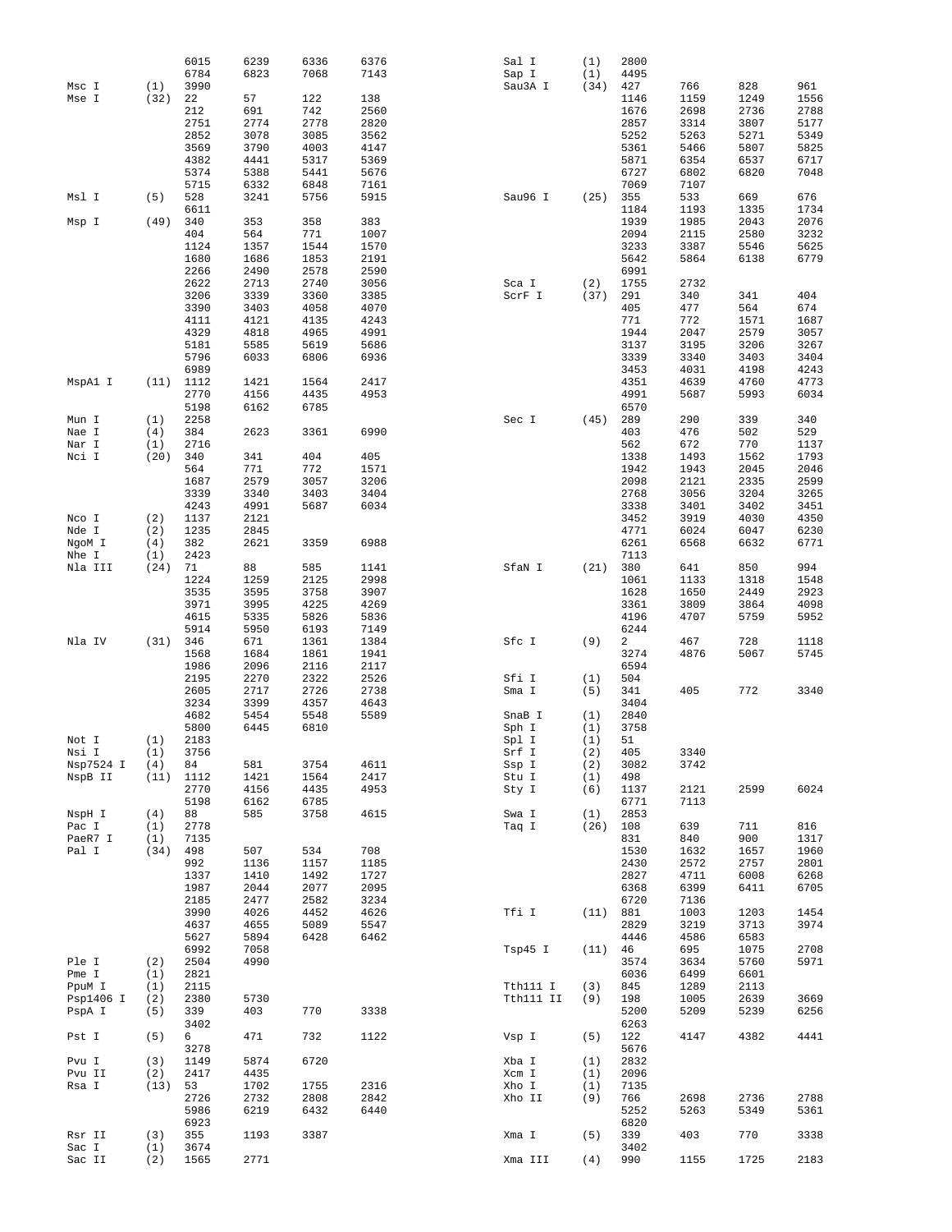```
                6015    6239    6336    6376              Sal I      (1)   2800
                6784    6823    7068    7143              Sap I      (1)   4495
Msc I     (1)   3990                                      Sau3A I    (34)  427     766     828     961
Mse I     (32)  22      57      122     138                                1146    1159    1249    1556
                212     691     742     2560                               1676    2698    2736    2788
                2751    2774    2778    2820                               2857    3314    3807    5177
                2852    3078    3085    3562                               5252    5263    5271    5349
                3569    3790    4003    4147                               5361    5466    5807    5825
                4382    4441    5317    5369                               5871    6354    6537    6717
                5374    5388    5441    5676                               6727    6802    6820    7048
                5715    6332    6848    7161                               7069    7107
Msl I     (5)   528     3241    5756    5915              Sau96 I    (25)  355     533     669     676
                6611                                                       1184    1193    1335    1734
Msp I     (49)  340     353     358     383                                1939    1985    2043    2076
                404     564     771     1007                               2094    2115    2580    3232
                1124    1357    1544    1570                               3233    3387    5546    5625
                1680    1686    1853    2191                               5642    5864    6138    6779
                2266    2490    2578    2590                               6991
                2622    2713    2740    3056              Sca I      (2)   1755    2732
                3206    3339    3360    3385              ScrF I     (37)  291     340     341     404
                3390    3403    4058    4070                               405     477     564     674
                4111    4121    4135    4243                               771     772     1571    1687
                4329    4818    4965    4991                               1944    2047    2579    3057
                5181    5585    5619    5686                               3137    3195    3206    3267
                5796    6033    6806    6936                               3339    3340    3403    3404
                6989                                                       3453    4031    4198    4243
MspA1 I   (11)  1112    1421    1564    2417                               4351    4639    4760    4773
                2770    4156    4435    4953                               4991    5687    5993    6034
                5198    6162    6785                                       6570
Mun I     (1)   2258                                      Sec I      (45)  289     290     339     340
Nae I     (4)   384     2623    3361    6990                               403     476     502     529
Nar I     (1)   2716                                                       562     672     770     1137
Nci I     (20)  340     341     404     405                                1338    1493    1562    1793
                564     771     772     1571                               1942    1943    2045    2046
                1687    2579    3057    3206                               2098    2121    2335    2599
                3339    3340    3403    3404                               2768    3056    3204    3265
                4243    4991    5687    6034                               3338    3401    3402    3451
Nco I     (2)   1137    2121                                               3452    3919    4030    4350
Nde I     (2)   1235    2845                                               4771    6024    6047    6230
NgoM I    (4)   382     2621    3359    6988                               6261    6568    6632    6771
Nhe I     (1)   2423                                                       7113
Nla III   (24)  71      88      585     1141              SfaN I     (21)  380     641     850     994
                1224    1259    2125    2998                               1061    1133    1318    1548
                3535    3595    3758    3907                               1628    1650    2449    2923
                3971    3995    4225    4269                               3361    3809    3864    4098
                4615    5335    5826    5836                               4196    4707    5759    5952
                5914    5950    6193    7149                               6244
Nla IV    (31)  346     671     1361    1384              Sfc I      (9)   2       467     728     1118
                1568    1684    1861    1941                               3274    4876    5067    5745
                1986    2096    2116    2117                               6594
                2195    2270    2322    2526              Sfi I      (1)   504
                2605    2717    2726    2738              Sma I      (5)   341     405     772     3340
                3234    3399    4357    4643                               3404
                4682    5454    5548    5589              SnaB I     (1)   2840
                5800    6445    6810                      Sph I      (1)   3758
Not I     (1)   2183                                      Spl I      (1)   51
Nsi I     (1)   3756                                      Srf I      (2)   405     3340
Nsp7524 I (4)   84      581     3754    4611              Ssp I      (2)   3082    3742
NspB II   (11)  1112    1421    1564    2417              Stu I      (1)   498
                2770    4156    4435    4953              Sty I      (6)   1137    2121    2599    6024
                5198    6162    6785                                       6771    7113
NspH I    (4)   88      585     3758    4615              Swa I      (1)   2853
Pac I     (1)   2778                                      Taq I      (26)  108     639     711     816
PaeR7 I   (1)   7135                                                       831     840     900     1317
Pal I     (34)  498     507     534     708                                1530    1632    1657    1960
                992     1136    1157    1185                               2430    2572    2757    2801
                1337    1410    1492    1727                               2827    4711    6008    6268
                1987    2044    2077    2095                               6368    6399    6411    6705
                2185    2477    2582    3234                               6720    7136
                3990    4026    4452    4626              Tfi I      (11)  881     1003    1203    1454
                4637    4655    5089    5547                               2829    3219    3713    3974
                5627    5894    6428    6462                               4446    4586    6583
                6992    7058                              Tsp45 I    (11)  46      695     1075    2708
Ple I     (2)   2504    4990                                               3574    3634    5760    5971
Pme I     (1)   2821                                                       6036    6499    6601
PpuM I    (1)   2115                                      Tth111 I   (3)   845     1289    2113
Psp1406 I (2)   2380    5730                              Tth111 II  (9)   198     1005    2639    3669
PspA I    (5)   339     403     770     3338                               5200    5209    5239    6256
                3402                                                       6263
Pst I     (5)   6       471     732     1122              Vsp I      (5)   122     4147    4382    4441
                3278                                                       5676
Pvu I     (3)   1149    5874    6720                      Xba I      (1)   2832
Pvu II    (2)   2417    4435                              Xcm I      (1)   2096
Rsa I     (13)  53      1702    1755    2316              Xho I      (1)   7135
                2726    2732    2808    2842              Xho II     (9)   766     2698    2736    2788
                5986    6219    6432    6440                               5252    5263    5349    5361
                6923                                                       6820
Rsr II    (3)   355     1193    3387                      Xma I      (5)   339     403     770     3338
Sac I     (1)   3674                                                       3402
Sac II    (2)   1565    2771                              Xma III    (4)   990     1155    1725    2183
```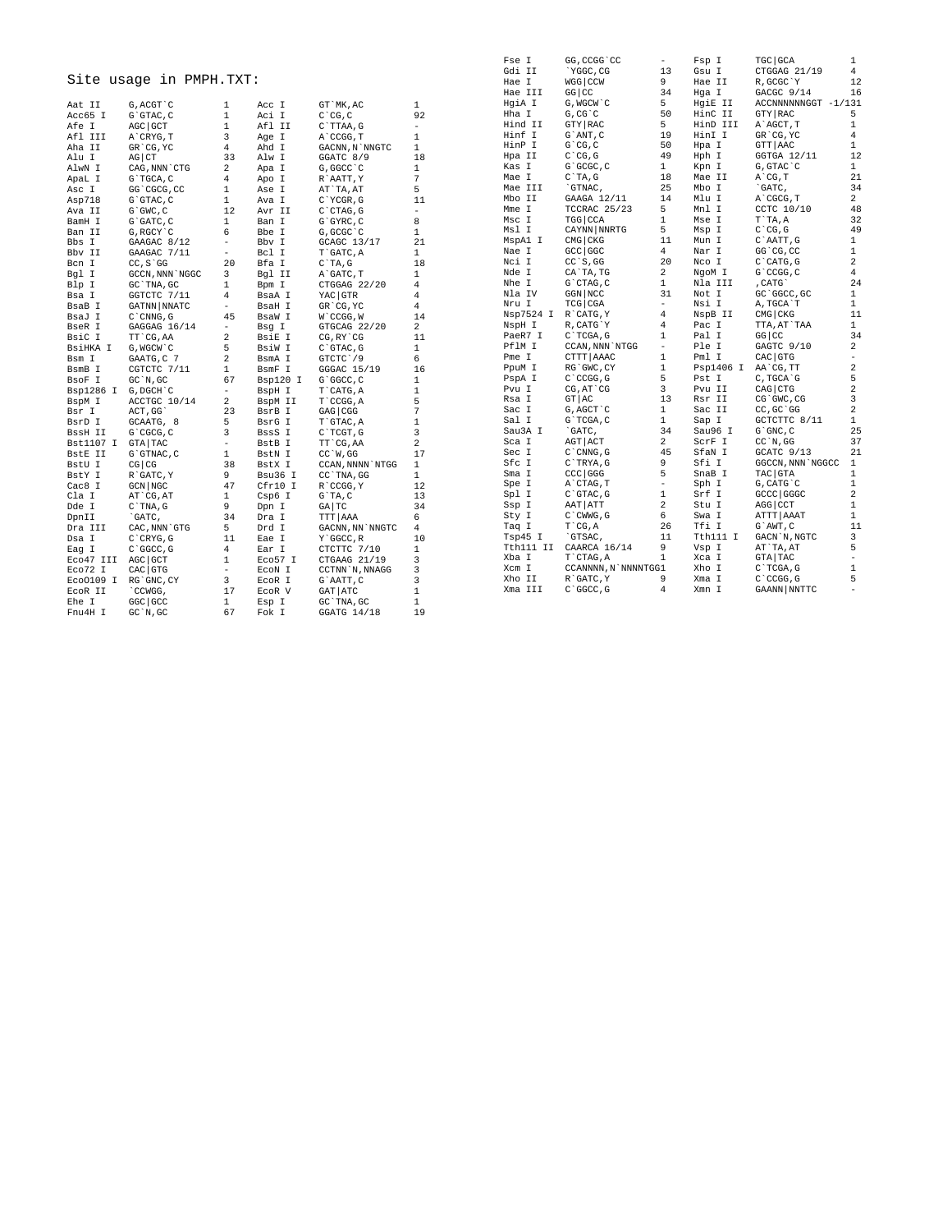# Site usage in PMPH.TXT:

| | | | | | |
|---|---|---|---|---|---|
| Aat II | G,ACGT`C | 1 | Acc I | GT`MK,AC | 1 |
| Acc65 I | G`GTAC,C | 1 | Aci I | C`CG,C | 92 |
| Afe I | AGC\|GCT | 1 | Afl II | C`TTAA,G | - |
| Afl III | A`CRYG,T | 3 | Age I | A`CCGG,T | 1 |
| Aha II | GR`CG,YC | 4 | Ahd I | GACNN,N`NNGTC | 1 |
| Alu I | AG\|CT | 33 | Alw I | GGATC 8/9 | 18 |
| AlwN I | CAG,NNN`CTG | 2 | Apa I | G,GGCC`C | 1 |
| ApaL I | G`TGCA,C | 4 | Apo I | R`AATT,Y | 7 |
| Asc I | GG`CGCG,CC | 1 | Ase I | AT`TA,AT | 5 |
| Asp718 | G`GTAC,C | 1 | Ava I | C`YCGR,G | 11 |
| Ava II | G`GWC,C | 12 | Avr II | C`CTAG,G | - |
| BamH I | G`GATC,C | 1 | Ban I | G`GYRC,C | 8 |
| Ban II | G,RGCY`C | 6 | Bbe I | G,GCGC`C | 1 |
| Bbs I | GAAGAC 8/12 | - | Bbv I | GCAGC 13/17 | 21 |
| Bbv II | GAAGAC 7/11 | - | Bcl I | T`GATC,A | 1 |
| Bcn I | CC,S`GG | 20 | Bfa I | C`TA,G | 18 |
| Bgl I | GCCN,NNN`NGGC | 3 | Bgl II | A`GATC,T | 1 |
| Blp I | GC`TNA,GC | 1 | Bpm I | CTGGAG 22/20 | 4 |
| Bsa I | GGTCTC 7/11 | 4 | BsaA I | YAC\|GTR | 4 |
| BsaB I | GATNN\|NNATC | - | BsaH I | GR`CG,YC | 4 |
| BsaJ I | C`CNNG,G | 45 | BsaW I | W`CCGG,W | 14 |
| BseR I | GAGGAG 16/14 | - | Bsg I | GTGCAG 22/20 | 2 |
| BsiC I | TT`CG,AA | 2 | BsiE I | CG,RY`CG | 11 |
| BsiHKA I | G,WGCW`C | 5 | BsiW I | C`GTAC,G | 1 |
| Bsm I | GAATG,C 7 | 2 | BsmA I | GTCTC`/9 | 6 |
| BsmB I | CGTCTC 7/11 | 1 | BsmF I | GGGAC 15/19 | 16 |
| BsoF I | GC`N,GC | 67 | Bsp120 I | G`GGCC,C | 1 |
| Bsp1286 I | G,DGCH`C | - | BspH I | T`CATG,A | 1 |
| BspM I | ACCTGC 10/14 | 2 | BspM II | T`CCGG,A | 5 |
| Bsr I | ACT,GG` | 23 | BsrB I | GAG\|CGG | 7 |
| BsrD I | GCAATG, 8 | 5 | BsrG I | T`GTAC,A | 1 |
| BssH II | G`CGCG,C | 3 | BssS I | C`TCGT,G | 3 |
| Bst1107 I | GTA\|TAC | - | BstB I | TT`CG,AA | 2 |
| BstE II | G`GTNAC,C | 1 | BstN I | CC`W,GG | 17 |
| BstU I | CG\|CG | 38 | BstX I | CCAN,NNNN`NTGG | 1 |
| BstY I | R`GATC,Y | 9 | Bsu36 I | CC`TNA,GG | 1 |
| Cac8 I | GCN\|NGC | 47 | Cfr10 I | R`CCGG,Y | 12 |
| Cla I | AT`CG,AT | 1 | Csp6 I | G`TA,C | 13 |
| Dde I | C`TNA,G | 9 | Dpn I | GA\|TC | 34 |
| DpnII | `GATC, | 34 | Dra I | TTT\|AAA | 6 |
| Dra III | CAC,NNN`GTG | 5 | Drd I | GACNN,NN`NNGTC | 4 |
| Dsa I | C`CRYG,G | 11 | Eae I | Y`GGCC,R | 10 |
| Eag I | C`GGCC,G | 4 | Ear I | CTCTTC 7/10 | 1 |
| Eco47 III | AGC\|GCT | 1 | Eco57 I | CTGAAG 21/19 | 3 |
| Eco72 I | CAC\|GTG | - | EcoN I | CCTNN`N,NNAGG | 3 |
| EcoO109 I | RG`GNC,CY | 3 | EcoR I | G`AATT,C | 3 |
| EcoR II | `CCWGG, | 17 | EcoR V | GAT\|ATC | 1 |
| Ehe I | GGC\|GCC | 1 | Esp I | GC`TNA,GC | 1 |
| Fnu4H I | GC`N,GC | 67 | Fok I | GGATG 14/18 | 19 |
| Fse I | GG,CCGG`CC | - | Fsp I | TGC\|GCA | 1 |
| Gdi II | `YGGC,CG | 13 | Gsu I | CTGGAG 21/19 | 4 |
| Hae I | WGG\|CCW | 9 | Hae II | R,GCGC`Y | 12 |
| Hae III | GG\|CC | 34 | Hga I | GACGC 9/14 | 16 |
| HgiA I | G,WGCW`C | 5 | HgiE II | ACCNNNNNNGGT -1/131 | |
| Hha I | G,CG`C | 50 | HinC II | GTY\|RAC | 5 |
| Hind II | GTY\|RAC | 5 | HinD III | A`AGCT,T | 1 |
| Hinf I | G`ANT,C | 19 | HinI I | GR`CG,YC | 4 |
| HinP I | G`CG,C | 50 | Hpa I | GTT\|AAC | 1 |
| Hpa II | C`CG,G | 49 | Hph I | GGTGA 12/11 | 12 |
| Kas I | G`GCGC,C | 1 | Kpn I | G,GTAC`C | 1 |
| Mae I | C`TA,G | 18 | Mae II | A`CG,T | 21 |
| Mae III | `GTNAC, | 25 | Mbo I | `GATC, | 34 |
| Mbo II | GAAGA 12/11 | 14 | Mlu I | A`CGCG,T | 2 |
| Mme I | TCCRAC 25/23 | 5 | Mnl I | CCTC 10/10 | 48 |
| Msc I | TGG\|CCA | 1 | Mse I | T`TA,A | 32 |
| Msl I | CAYNN\|NNRTG | 5 | Msp I | C`CG,G | 49 |
| MspA1 I | CMG\|CKG | 11 | Mun I | C`AATT,G | 1 |
| Nae I | GCC\|GGC | 4 | Nar I | GG`CG,CC | 1 |
| Nci I | CC`S,GG | 20 | Nco I | C`CATG,G | 2 |
| Nde I | CA`TA,TG | 2 | NgoM I | G`CCGG,C | 4 |
| Nhe I | G`CTAG,C | 1 | Nla III | ,CATG` | 24 |
| Nla IV | GGN\|NCC | 31 | Not I | GC`GGCC,GC | 1 |
| Nru I | TCG\|CGA | - | Nsi I | A,TGCA`T | 1 |
| Nsp7524 I | R`CATG,Y | 4 | NspB II | CMG\|CKG | 11 |
| NspH I | R,CATG`Y | 4 | Pac I | TTA,AT`TAA | 1 |
| PaeR7 I | C`TCGA,G | 1 | Pal I | GG\|CC | 34 |
| PflM I | CCAN,NNN`NTGG | - | Ple I | GAGTC 9/10 | 2 |
| Pme I | CTTT\|AAAC | 1 | Pml I | CAC\|GTG | - |
| PpuM I | RG`GWC,CY | 1 | Psp1406 I | AA`CG,TT | 2 |
| PspA I | C`CCGG,G | 5 | Pst I | C,TGCA`G | 5 |
| Pvu I | CG,AT`CG | 3 | Pvu II | CAG\|CTG | 2 |
| Rsa I | GT\|AC | 13 | Rsr II | CG`GWC,CG | 3 |
| Sac I | G,AGCT`C | 1 | Sac II | CC,GC`GG | 2 |
| Sal I | G`TCGA,C | 1 | Sap I | GCTCTTC 8/11 | 1 |
| Sau3A I | `GATC, | 34 | Sau96 I | G`GNC,C | 25 |
| Sca I | AGT\|ACT | 2 | ScrF I | CC`N,GG | 37 |
| Sec I | C`CNNG,G | 45 | SfaN I | GCATC 9/13 | 21 |
| Sfc I | C`TRYA,G | 9 | Sfi I | GGCCN,NNN`NGGCC | 1 |
| Sma I | CCC\|GGG | 5 | SnaB I | TAC\|GTA | 1 |
| Spe I | A`CTAG,T | - | Sph I | G,CATG`C | 1 |
| Spl I | C`GTAC,G | 1 | Srf I | GCCC\|GGGC | 2 |
| Ssp I | AAT\|ATT | 2 | Stu I | AGG\|CCT | 1 |
| Sty I | C`CWWG,G | 6 | Swa I | ATTT\|AAAT | 1 |
| Taq I | T`CG,A | 26 | Tfi I | G`AWT,C | 11 |
| Tsp45 I | `GTSAC, | 11 | Tth111 I | GACN`N,NGTC | 3 |
| Tth111 II | CAARCA 16/14 | 9 | Vsp I | AT`TA,AT | 5 |
| Xba I | T`CTAG,A | 1 | Xca I | GTA\|TAC | - |
| Xcm I | CCANNNN,N`NNNNTGG | 1 | Xho I | C`TCGA,G | 1 |
| Xho II | R`GATC,Y | 9 | Xma I | C`CCGG,G | 5 |
| Xma III | C`GGCC,G | 4 | Xmn I | GAANN\|NNTTC | - |